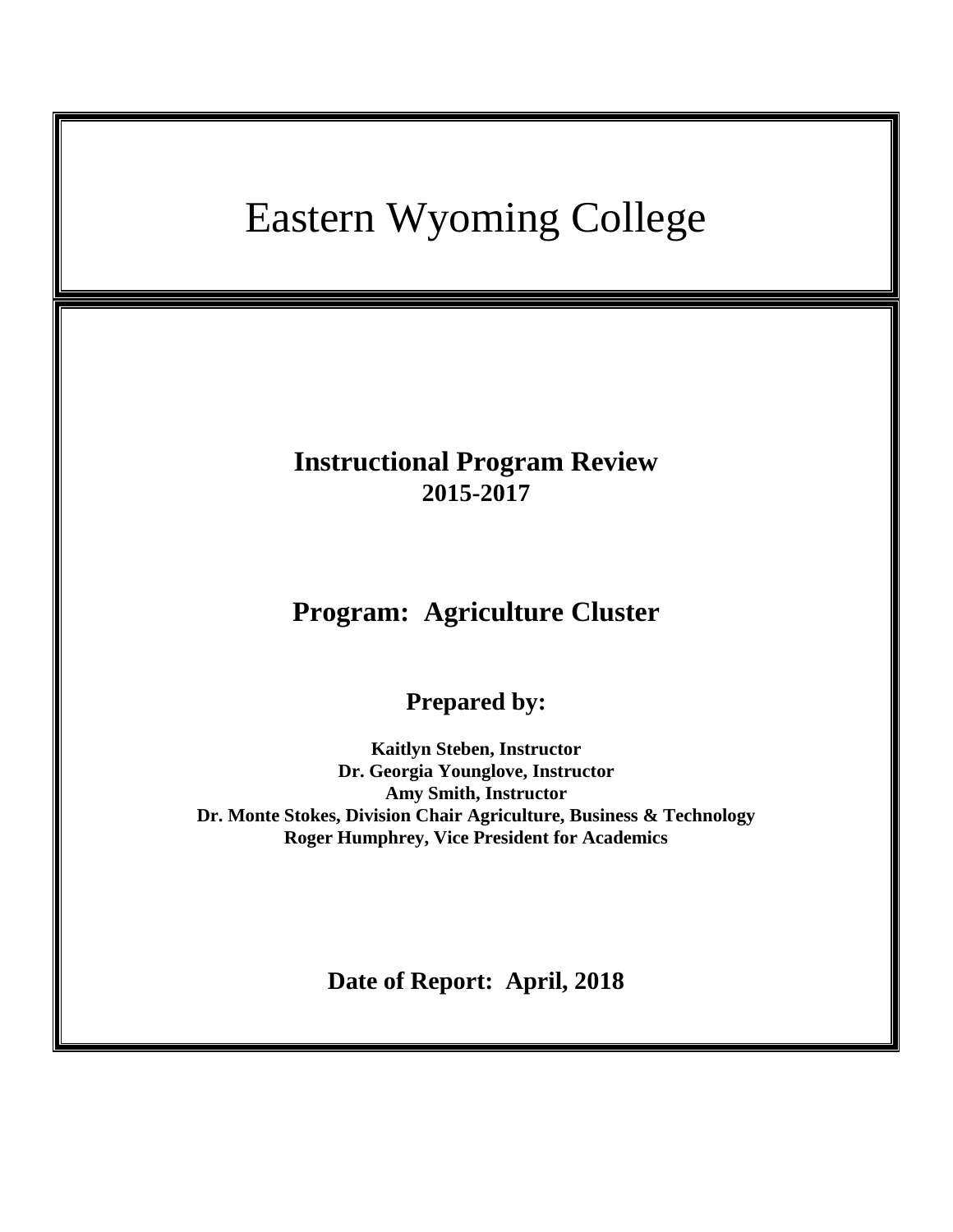# Eastern Wyoming College

## Instructional Program Review
**2015-2017**

## Program: Agriculture Cluster

### Prepared by:

**Kaitlyn Steben, Instructor**
**Dr. Georgia Younglove, Instructor**
**Amy Smith, Instructor**
**Dr. Monte Stokes, Division Chair Agriculture, Business & Technology**
**Roger Humphrey, Vice President for Academics**

**Date of Report: April, 2018**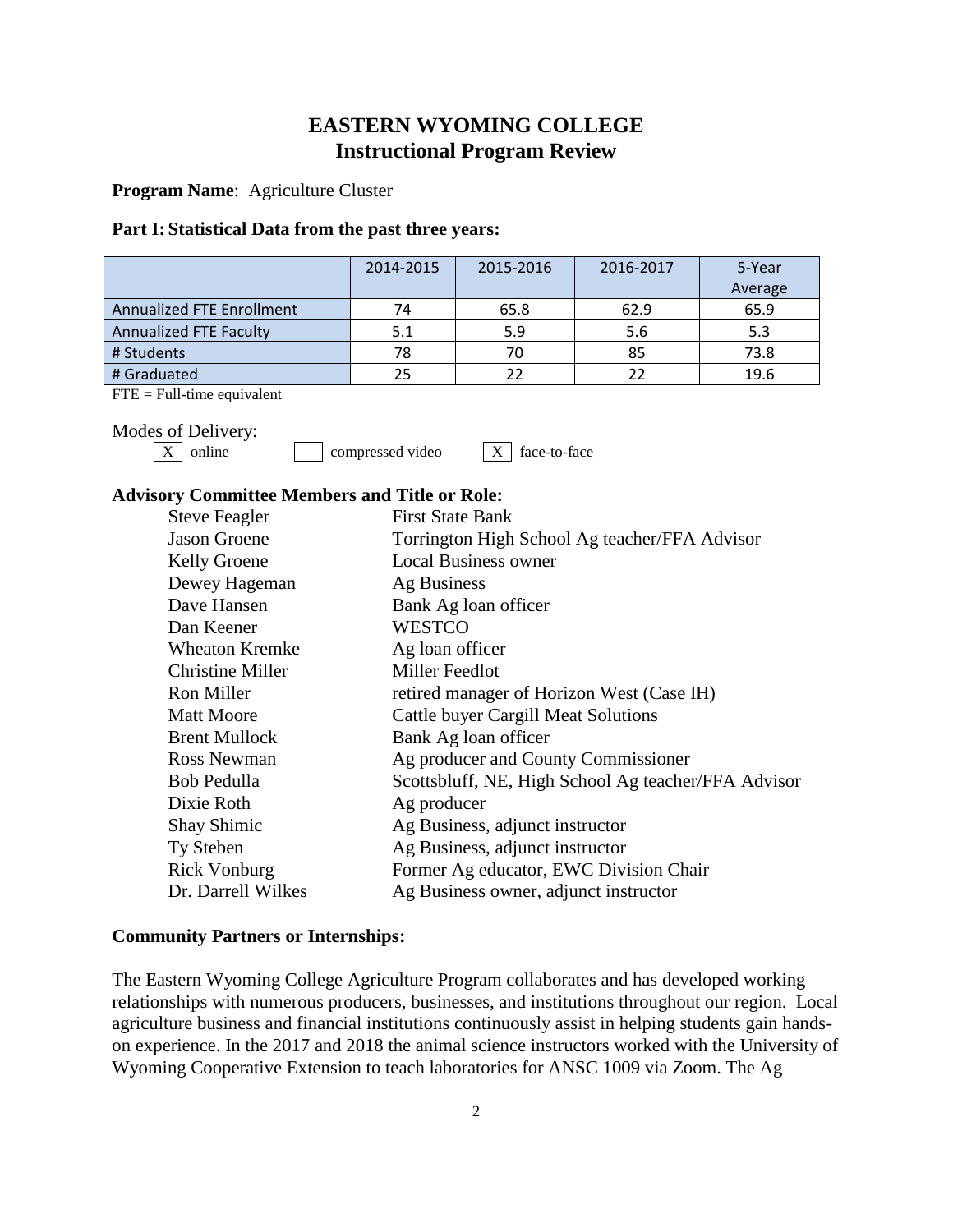# EASTERN WYOMING COLLEGE
## Instructional Program Review

**Program Name**: Agriculture Cluster

**Part I: Statistical Data from the past three years:**

| | 2014-2015 | 2015-2016 | 2016-2017 | 5-Year Average |
|---|---|---|---|---|
| Annualized FTE Enrollment | 74 | 65.8 | 62.9 | 65.9 |
| Annualized FTE Faculty | 5.1 | 5.9 | 5.6 | 5.3 |
| # Students | 78 | 70 | 85 | 73.8 |
| # Graduated | 25 | 22 | 22 | 19.6 |

FTE = Full-time equivalent

Modes of Delivery:

[X] online [ ] compressed video [X] face-to-face

**Advisory Committee Members and Title or Role:**

| | |
|---|---|
| Steve Feagler | First State Bank |
| Jason Groene | Torrington High School Ag teacher/FFA Advisor |
| Kelly Groene | Local Business owner |
| Dewey Hageman | Ag Business |
| Dave Hansen | Bank Ag loan officer |
| Dan Keener | WESTCO |
| Wheaton Kremke | Ag loan officer |
| Christine Miller | Miller Feedlot |
| Ron Miller | retired manager of Horizon West (Case IH) |
| Matt Moore | Cattle buyer Cargill Meat Solutions |
| Brent Mullock | Bank Ag loan officer |
| Ross Newman | Ag producer and County Commissioner |
| Bob Pedulla | Scottsbluff, NE, High School Ag teacher/FFA Advisor |
| Dixie Roth | Ag producer |
| Shay Shimic | Ag Business, adjunct instructor |
| Ty Steben | Ag Business, adjunct instructor |
| Rick Vonburg | Former Ag educator, EWC Division Chair |
| Dr. Darrell Wilkes | Ag Business owner, adjunct instructor |

**Community Partners or Internships:**

The Eastern Wyoming College Agriculture Program collaborates and has developed working relationships with numerous producers, businesses, and institutions throughout our region. Local agriculture business and financial institutions continuously assist in helping students gain hands-on experience. In the 2017 and 2018 the animal science instructors worked with the University of Wyoming Cooperative Extension to teach laboratories for ANSC 1009 via Zoom. The Ag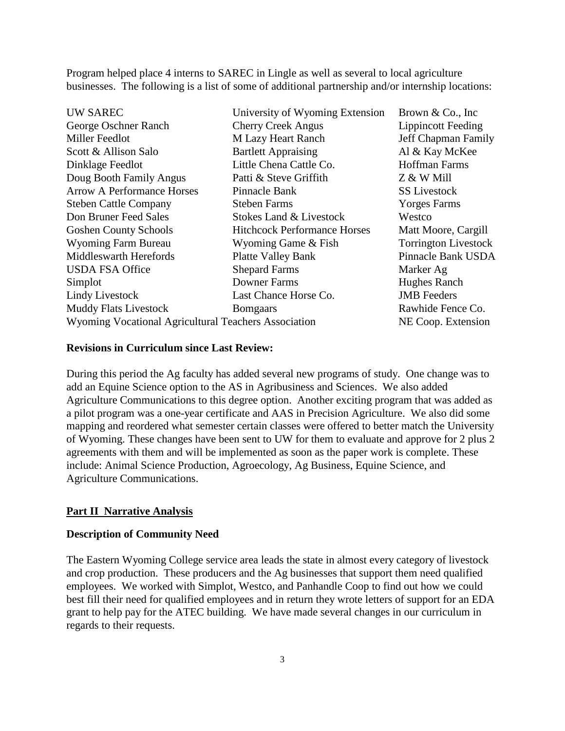Program helped place 4 interns to SAREC in Lingle as well as several to local agriculture businesses. The following is a list of some of additional partnership and/or internship locations:

| | | |
|---|---|---|
| UW SAREC | University of Wyoming Extension | Brown & Co., Inc |
| George Oschner Ranch | Cherry Creek Angus | Lippincott Feeding |
| Miller Feedlot | M Lazy Heart Ranch | Jeff Chapman Family |
| Scott & Allison Salo | Bartlett Appraising | Al & Kay McKee |
| Dinklage Feedlot | Little Chena Cattle Co. | Hoffman Farms |
| Doug Booth Family Angus | Patti & Steve Griffith | Z & W Mill |
| Arrow A Performance Horses | Pinnacle Bank | SS Livestock |
| Steben Cattle Company | Steben Farms | Yorges Farms |
| Don Bruner Feed Sales | Stokes Land & Livestock | Westco |
| Goshen County Schools | Hitchcock Performance Horses | Matt Moore, Cargill |
| Wyoming Farm Bureau | Wyoming Game & Fish | Torrington Livestock |
| Middleswarth Herefords | Platte Valley Bank | Pinnacle Bank USDA |
| USDA FSA Office | Shepard Farms | Marker Ag |
| Simplot | Downer Farms | Hughes Ranch |
| Lindy Livestock | Last Chance Horse Co. | JMB Feeders |
| Muddy Flats Livestock | Bomgaars | Rawhide Fence Co. |
| Wyoming Vocational Agricultural Teachers Association | | NE Coop. Extension |

**Revisions in Curriculum since Last Review:**

During this period the Ag faculty has added several new programs of study. One change was to add an Equine Science option to the AS in Agribusiness and Sciences. We also added Agriculture Communications to this degree option. Another exciting program that was added as a pilot program was a one-year certificate and AAS in Precision Agriculture. We also did some mapping and reordered what semester certain classes were offered to better match the University of Wyoming. These changes have been sent to UW for them to evaluate and approve for 2 plus 2 agreements with them and will be implemented as soon as the paper work is complete. These include: Animal Science Production, Agroecology, Ag Business, Equine Science, and Agriculture Communications.

## Part II Narrative Analysis

**Description of Community Need**

The Eastern Wyoming College service area leads the state in almost every category of livestock and crop production. These producers and the Ag businesses that support them need qualified employees. We worked with Simplot, Westco, and Panhandle Coop to find out how we could best fill their need for qualified employees and in return they wrote letters of support for an EDA grant to help pay for the ATEC building. We have made several changes in our curriculum in regards to their requests.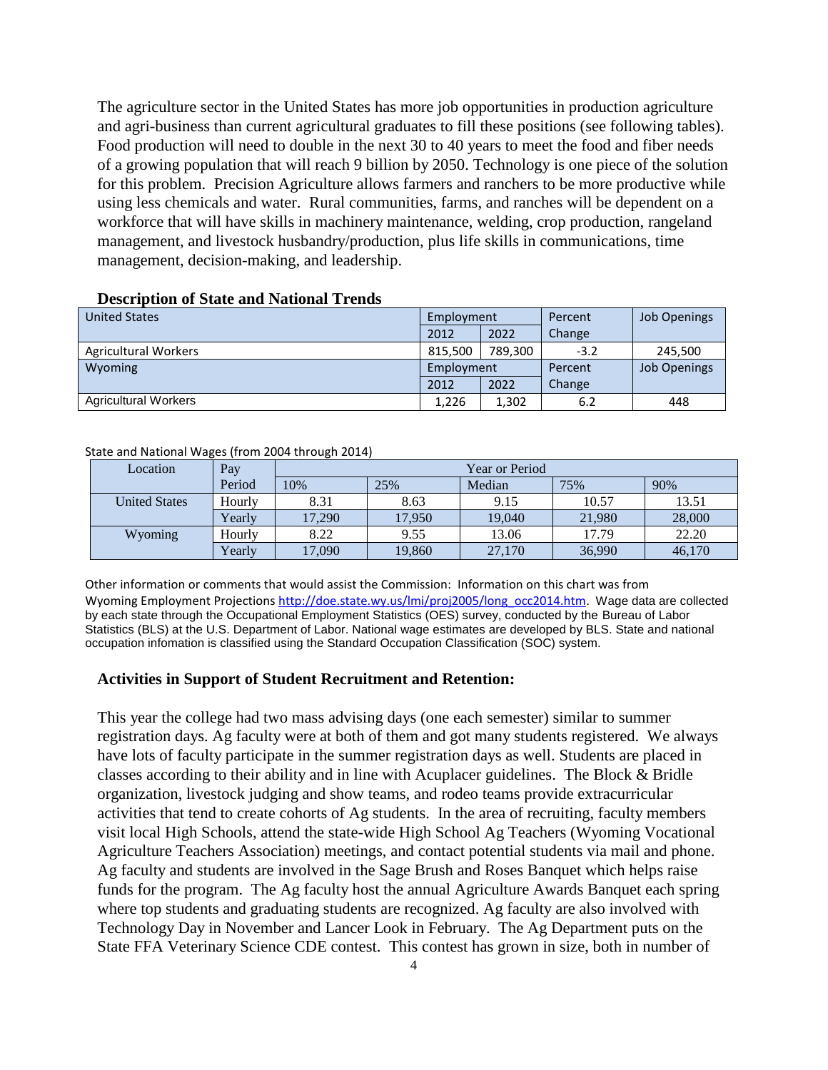The agriculture sector in the United States has more job opportunities in production agriculture and agri-business than current agricultural graduates to fill these positions (see following tables). Food production will need to double in the next 30 to 40 years to meet the food and fiber needs of a growing population that will reach 9 billion by 2050. Technology is one piece of the solution for this problem. Precision Agriculture allows farmers and ranchers to be more productive while using less chemicals and water. Rural communities, farms, and ranches will be dependent on a workforce that will have skills in machinery maintenance, welding, crop production, rangeland management, and livestock husbandry/production, plus life skills in communications, time management, decision-making, and leadership.

**Description of State and National Trends**

| United States | Employment | | Percent Change | Job Openings |
|---|---|---|---|---|
| | 2012 | 2022 | | |
| Agricultural Workers | 815,500 | 789,300 | -3.2 | 245,500 |
| **Wyoming** | **Employment** | | **Percent Change** | **Job Openings** |
| | 2012 | 2022 | | |
| Agricultural Workers | 1,226 | 1,302 | 6.2 | 448 |

State and National Wages (from 2004 through 2014)

| Location | Pay Period | Year or Period | | | | |
|---|---|---|---|---|---|---|
| | | 10% | 25% | Median | 75% | 90% |
| United States | Hourly | 8.31 | 8.63 | 9.15 | 10.57 | 13.51 |
| | Yearly | 17,290 | 17,950 | 19,040 | 21,980 | 28,000 |
| Wyoming | Hourly | 8.22 | 9.55 | 13.06 | 17.79 | 22.20 |
| | Yearly | 17,090 | 19,860 | 27,170 | 36,990 | 46,170 |

Other information or comments that would assist the Commission: Information on this chart was from Wyoming Employment Projections http://doe.state.wy.us/lmi/proj2005/long_occ2014.htm. Wage data are collected by each state through the Occupational Employment Statistics (OES) survey, conducted by the Bureau of Labor Statistics (BLS) at the U.S. Department of Labor. National wage estimates are developed by BLS. State and national occupation infomation is classified using the Standard Occupation Classification (SOC) system.

**Activities in Support of Student Recruitment and Retention:**

This year the college had two mass advising days (one each semester) similar to summer registration days. Ag faculty were at both of them and got many students registered. We always have lots of faculty participate in the summer registration days as well. Students are placed in classes according to their ability and in line with Acuplacer guidelines. The Block & Bridle organization, livestock judging and show teams, and rodeo teams provide extracurricular activities that tend to create cohorts of Ag students. In the area of recruiting, faculty members visit local High Schools, attend the state-wide High School Ag Teachers (Wyoming Vocational Agriculture Teachers Association) meetings, and contact potential students via mail and phone. Ag faculty and students are involved in the Sage Brush and Roses Banquet which helps raise funds for the program. The Ag faculty host the annual Agriculture Awards Banquet each spring where top students and graduating students are recognized. Ag faculty are also involved with Technology Day in November and Lancer Look in February. The Ag Department puts on the State FFA Veterinary Science CDE contest. This contest has grown in size, both in number of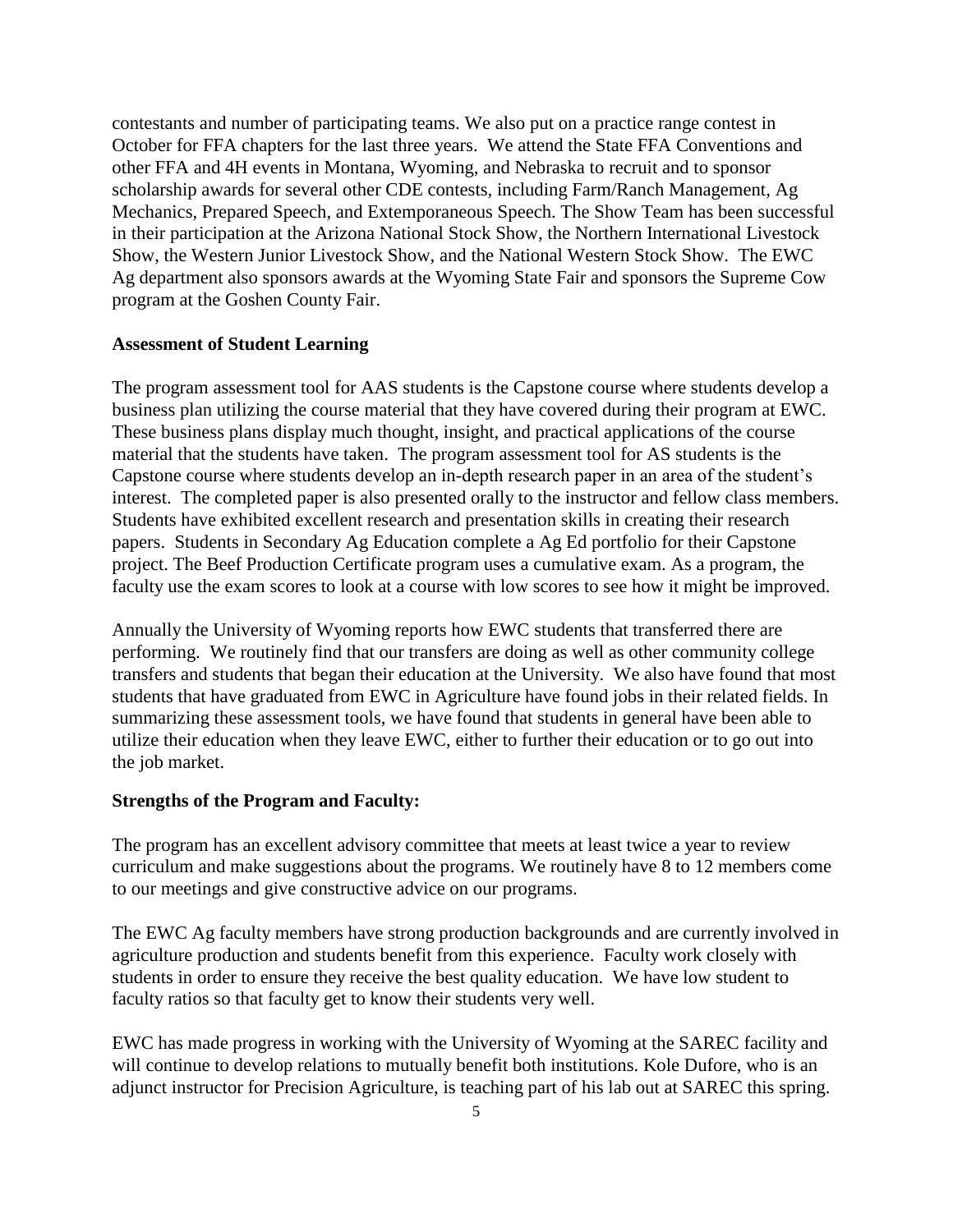contestants and number of participating teams. We also put on a practice range contest in October for FFA chapters for the last three years. We attend the State FFA Conventions and other FFA and 4H events in Montana, Wyoming, and Nebraska to recruit and to sponsor scholarship awards for several other CDE contests, including Farm/Ranch Management, Ag Mechanics, Prepared Speech, and Extemporaneous Speech. The Show Team has been successful in their participation at the Arizona National Stock Show, the Northern International Livestock Show, the Western Junior Livestock Show, and the National Western Stock Show. The EWC Ag department also sponsors awards at the Wyoming State Fair and sponsors the Supreme Cow program at the Goshen County Fair.

**Assessment of Student Learning**

The program assessment tool for AAS students is the Capstone course where students develop a business plan utilizing the course material that they have covered during their program at EWC. These business plans display much thought, insight, and practical applications of the course material that the students have taken. The program assessment tool for AS students is the Capstone course where students develop an in-depth research paper in an area of the student's interest. The completed paper is also presented orally to the instructor and fellow class members. Students have exhibited excellent research and presentation skills in creating their research papers. Students in Secondary Ag Education complete a Ag Ed portfolio for their Capstone project. The Beef Production Certificate program uses a cumulative exam. As a program, the faculty use the exam scores to look at a course with low scores to see how it might be improved.

Annually the University of Wyoming reports how EWC students that transferred there are performing. We routinely find that our transfers are doing as well as other community college transfers and students that began their education at the University. We also have found that most students that have graduated from EWC in Agriculture have found jobs in their related fields. In summarizing these assessment tools, we have found that students in general have been able to utilize their education when they leave EWC, either to further their education or to go out into the job market.

**Strengths of the Program and Faculty:**

The program has an excellent advisory committee that meets at least twice a year to review curriculum and make suggestions about the programs. We routinely have 8 to 12 members come to our meetings and give constructive advice on our programs.

The EWC Ag faculty members have strong production backgrounds and are currently involved in agriculture production and students benefit from this experience. Faculty work closely with students in order to ensure they receive the best quality education. We have low student to faculty ratios so that faculty get to know their students very well.

EWC has made progress in working with the University of Wyoming at the SAREC facility and will continue to develop relations to mutually benefit both institutions. Kole Dufore, who is an adjunct instructor for Precision Agriculture, is teaching part of his lab out at SAREC this spring.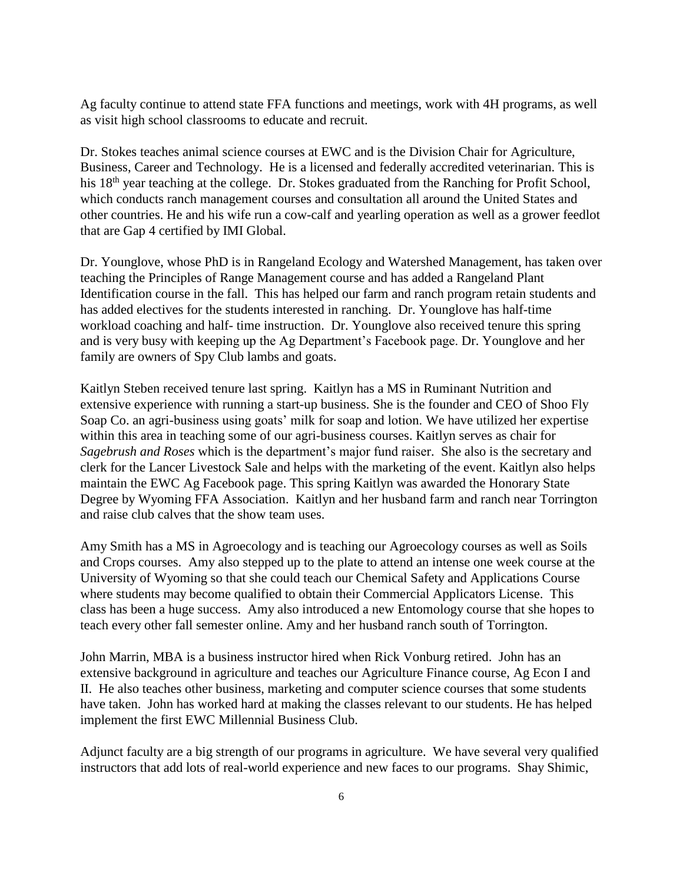Ag faculty continue to attend state FFA functions and meetings, work with 4H programs, as well as visit high school classrooms to educate and recruit.

Dr. Stokes teaches animal science courses at EWC and is the Division Chair for Agriculture, Business, Career and Technology. He is a licensed and federally accredited veterinarian. This is his 18th year teaching at the college. Dr. Stokes graduated from the Ranching for Profit School, which conducts ranch management courses and consultation all around the United States and other countries. He and his wife run a cow-calf and yearling operation as well as a grower feedlot that are Gap 4 certified by IMI Global.

Dr. Younglove, whose PhD is in Rangeland Ecology and Watershed Management, has taken over teaching the Principles of Range Management course and has added a Rangeland Plant Identification course in the fall. This has helped our farm and ranch program retain students and has added electives for the students interested in ranching. Dr. Younglove has half-time workload coaching and half- time instruction. Dr. Younglove also received tenure this spring and is very busy with keeping up the Ag Department's Facebook page. Dr. Younglove and her family are owners of Spy Club lambs and goats.

Kaitlyn Steben received tenure last spring. Kaitlyn has a MS in Ruminant Nutrition and extensive experience with running a start-up business. She is the founder and CEO of Shoo Fly Soap Co. an agri-business using goats' milk for soap and lotion. We have utilized her expertise within this area in teaching some of our agri-business courses. Kaitlyn serves as chair for *Sagebrush and Roses* which is the department's major fund raiser. She also is the secretary and clerk for the Lancer Livestock Sale and helps with the marketing of the event. Kaitlyn also helps maintain the EWC Ag Facebook page. This spring Kaitlyn was awarded the Honorary State Degree by Wyoming FFA Association. Kaitlyn and her husband farm and ranch near Torrington and raise club calves that the show team uses.

Amy Smith has a MS in Agroecology and is teaching our Agroecology courses as well as Soils and Crops courses. Amy also stepped up to the plate to attend an intense one week course at the University of Wyoming so that she could teach our Chemical Safety and Applications Course where students may become qualified to obtain their Commercial Applicators License. This class has been a huge success. Amy also introduced a new Entomology course that she hopes to teach every other fall semester online. Amy and her husband ranch south of Torrington.

John Marrin, MBA is a business instructor hired when Rick Vonburg retired. John has an extensive background in agriculture and teaches our Agriculture Finance course, Ag Econ I and II. He also teaches other business, marketing and computer science courses that some students have taken. John has worked hard at making the classes relevant to our students. He has helped implement the first EWC Millennial Business Club.

Adjunct faculty are a big strength of our programs in agriculture. We have several very qualified instructors that add lots of real-world experience and new faces to our programs. Shay Shimic,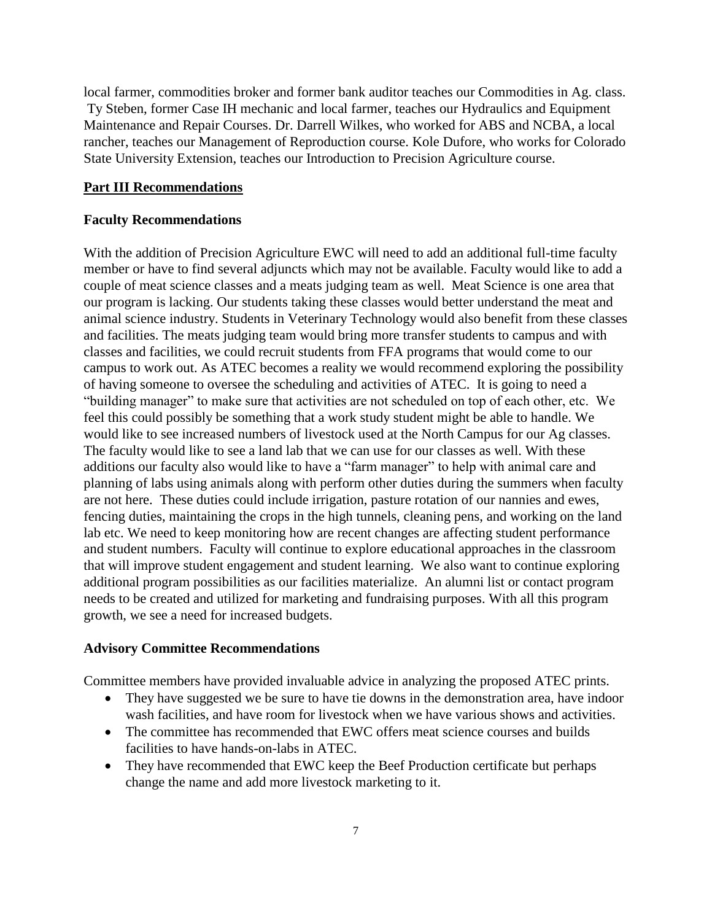local farmer, commodities broker and former bank auditor teaches our Commodities in Ag. class. Ty Steben, former Case IH mechanic and local farmer, teaches our Hydraulics and Equipment Maintenance and Repair Courses. Dr. Darrell Wilkes, who worked for ABS and NCBA, a local rancher, teaches our Management of Reproduction course. Kole Dufore, who works for Colorado State University Extension, teaches our Introduction to Precision Agriculture course.

## **<u>Part III Recommendations</u>**

### Faculty Recommendations

With the addition of Precision Agriculture EWC will need to add an additional full-time faculty member or have to find several adjuncts which may not be available. Faculty would like to add a couple of meat science classes and a meats judging team as well. Meat Science is one area that our program is lacking. Our students taking these classes would better understand the meat and animal science industry. Students in Veterinary Technology would also benefit from these classes and facilities. The meats judging team would bring more transfer students to campus and with classes and facilities, we could recruit students from FFA programs that would come to our campus to work out. As ATEC becomes a reality we would recommend exploring the possibility of having someone to oversee the scheduling and activities of ATEC. It is going to need a "building manager" to make sure that activities are not scheduled on top of each other, etc. We feel this could possibly be something that a work study student might be able to handle. We would like to see increased numbers of livestock used at the North Campus for our Ag classes. The faculty would like to see a land lab that we can use for our classes as well. With these additions our faculty also would like to have a "farm manager" to help with animal care and planning of labs using animals along with perform other duties during the summers when faculty are not here. These duties could include irrigation, pasture rotation of our nannies and ewes, fencing duties, maintaining the crops in the high tunnels, cleaning pens, and working on the land lab etc. We need to keep monitoring how are recent changes are affecting student performance and student numbers. Faculty will continue to explore educational approaches in the classroom that will improve student engagement and student learning. We also want to continue exploring additional program possibilities as our facilities materialize. An alumni list or contact program needs to be created and utilized for marketing and fundraising purposes. With all this program growth, we see a need for increased budgets.

### Advisory Committee Recommendations

Committee members have provided invaluable advice in analyzing the proposed ATEC prints.

- They have suggested we be sure to have tie downs in the demonstration area, have indoor wash facilities, and have room for livestock when we have various shows and activities.
- The committee has recommended that EWC offers meat science courses and builds facilities to have hands-on-labs in ATEC.
- They have recommended that EWC keep the Beef Production certificate but perhaps change the name and add more livestock marketing to it.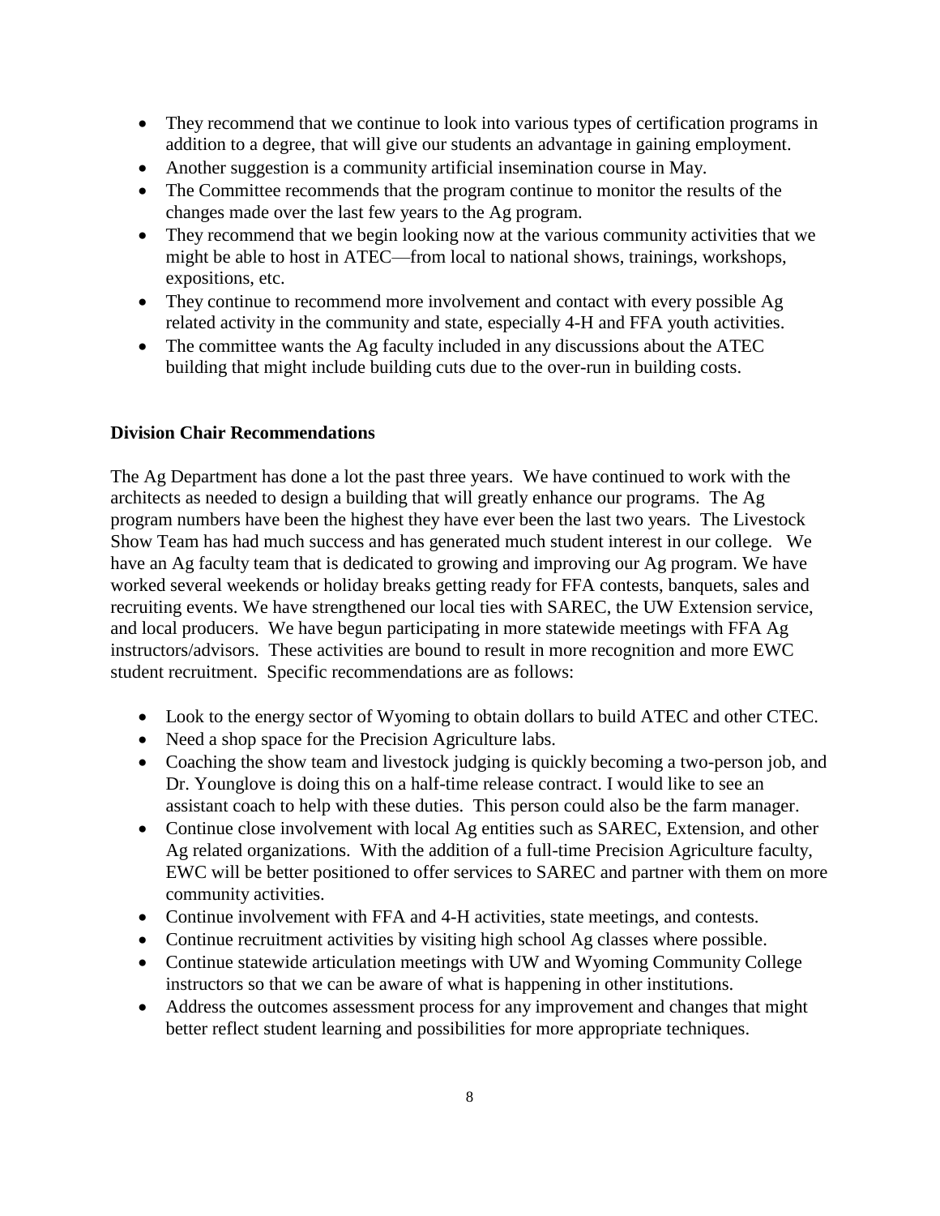- They recommend that we continue to look into various types of certification programs in addition to a degree, that will give our students an advantage in gaining employment.
- Another suggestion is a community artificial insemination course in May.
- The Committee recommends that the program continue to monitor the results of the changes made over the last few years to the Ag program.
- They recommend that we begin looking now at the various community activities that we might be able to host in ATEC—from local to national shows, trainings, workshops, expositions, etc.
- They continue to recommend more involvement and contact with every possible Ag related activity in the community and state, especially 4-H and FFA youth activities.
- The committee wants the Ag faculty included in any discussions about the ATEC building that might include building cuts due to the over-run in building costs.

**Division Chair Recommendations**

The Ag Department has done a lot the past three years. We have continued to work with the architects as needed to design a building that will greatly enhance our programs. The Ag program numbers have been the highest they have ever been the last two years. The Livestock Show Team has had much success and has generated much student interest in our college. We have an Ag faculty team that is dedicated to growing and improving our Ag program. We have worked several weekends or holiday breaks getting ready for FFA contests, banquets, sales and recruiting events. We have strengthened our local ties with SAREC, the UW Extension service, and local producers. We have begun participating in more statewide meetings with FFA Ag instructors/advisors. These activities are bound to result in more recognition and more EWC student recruitment. Specific recommendations are as follows:

- Look to the energy sector of Wyoming to obtain dollars to build ATEC and other CTEC.
- Need a shop space for the Precision Agriculture labs.
- Coaching the show team and livestock judging is quickly becoming a two-person job, and Dr. Younglove is doing this on a half-time release contract. I would like to see an assistant coach to help with these duties. This person could also be the farm manager.
- Continue close involvement with local Ag entities such as SAREC, Extension, and other Ag related organizations. With the addition of a full-time Precision Agriculture faculty, EWC will be better positioned to offer services to SAREC and partner with them on more community activities.
- Continue involvement with FFA and 4-H activities, state meetings, and contests.
- Continue recruitment activities by visiting high school Ag classes where possible.
- Continue statewide articulation meetings with UW and Wyoming Community College instructors so that we can be aware of what is happening in other institutions.
- Address the outcomes assessment process for any improvement and changes that might better reflect student learning and possibilities for more appropriate techniques.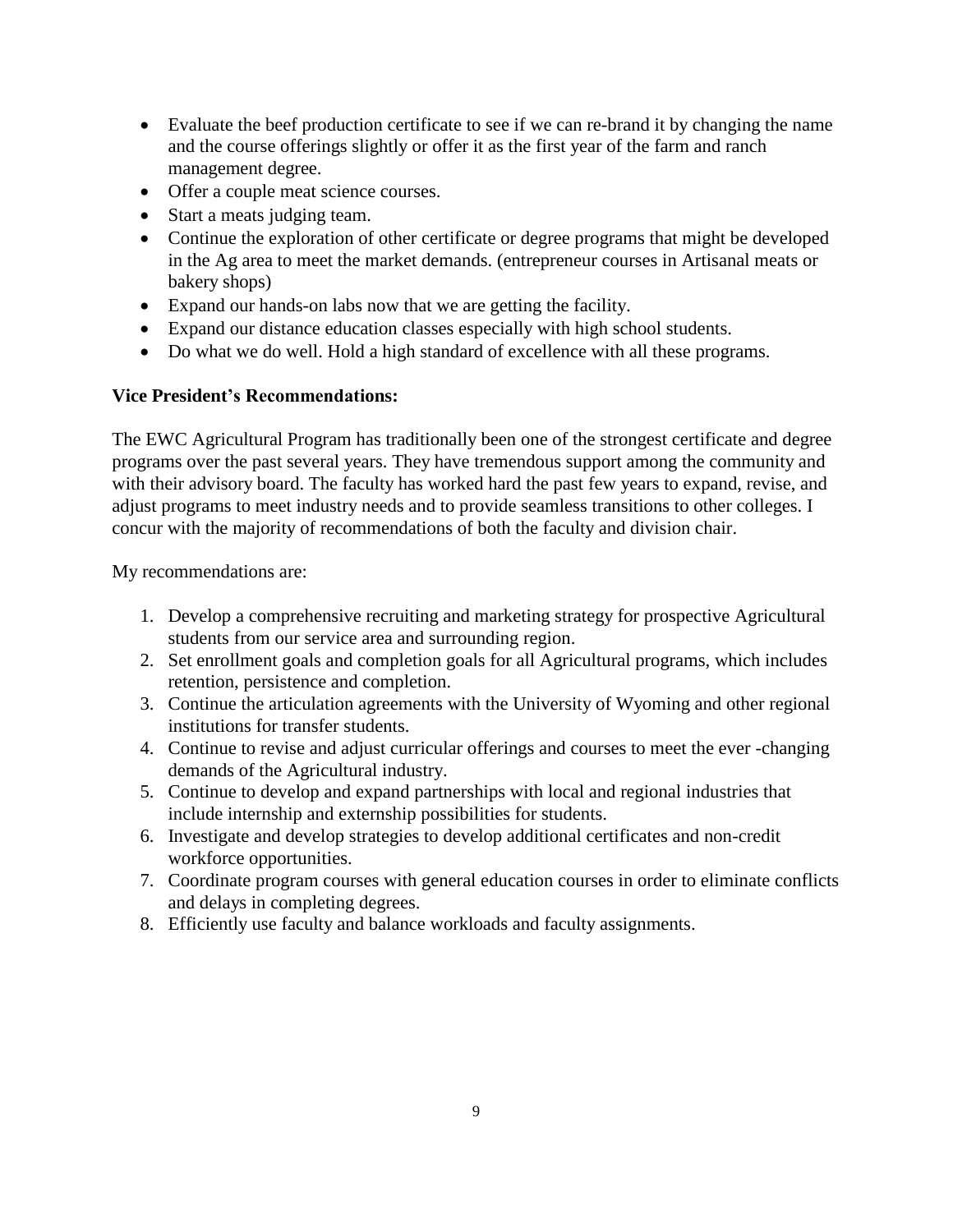- Evaluate the beef production certificate to see if we can re-brand it by changing the name and the course offerings slightly or offer it as the first year of the farm and ranch management degree.
- Offer a couple meat science courses.
- Start a meats judging team.
- Continue the exploration of other certificate or degree programs that might be developed in the Ag area to meet the market demands. (entrepreneur courses in Artisanal meats or bakery shops)
- Expand our hands-on labs now that we are getting the facility.
- Expand our distance education classes especially with high school students.
- Do what we do well. Hold a high standard of excellence with all these programs.

**Vice President's Recommendations:**

The EWC Agricultural Program has traditionally been one of the strongest certificate and degree programs over the past several years. They have tremendous support among the community and with their advisory board. The faculty has worked hard the past few years to expand, revise, and adjust programs to meet industry needs and to provide seamless transitions to other colleges. I concur with the majority of recommendations of both the faculty and division chair.

My recommendations are:

1. Develop a comprehensive recruiting and marketing strategy for prospective Agricultural students from our service area and surrounding region.
2. Set enrollment goals and completion goals for all Agricultural programs, which includes retention, persistence and completion.
3. Continue the articulation agreements with the University of Wyoming and other regional institutions for transfer students.
4. Continue to revise and adjust curricular offerings and courses to meet the ever -changing demands of the Agricultural industry.
5. Continue to develop and expand partnerships with local and regional industries that include internship and externship possibilities for students.
6. Investigate and develop strategies to develop additional certificates and non-credit workforce opportunities.
7. Coordinate program courses with general education courses in order to eliminate conflicts and delays in completing degrees.
8. Efficiently use faculty and balance workloads and faculty assignments.